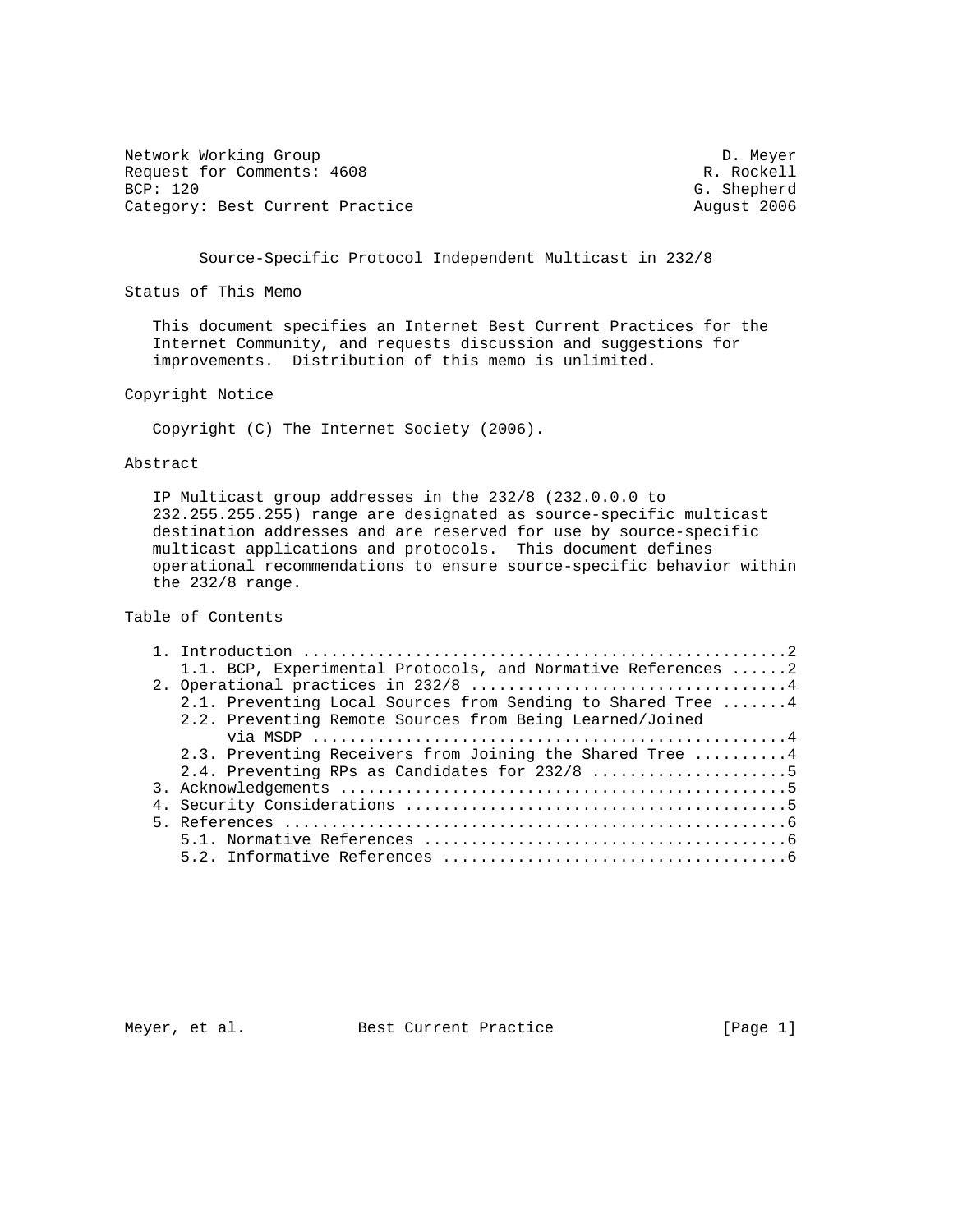Network Working Group D. Meyer
Request for Comments: 4608 R. Rockell
BCP: 120 G. Shepherd
Category: Best Current Practice August 2006

# Source-Specific Protocol Independent Multicast in 232/8

## Status of This Memo

This document specifies an Internet Best Current Practices for the Internet Community, and requests discussion and suggestions for improvements. Distribution of this memo is unlimited.

## Copyright Notice

Copyright (C) The Internet Society (2006).

## Abstract

IP Multicast group addresses in the 232/8 (232.0.0.0 to 232.255.255.255) range are designated as source-specific multicast destination addresses and are reserved for use by source-specific multicast applications and protocols. This document defines operational recommendations to ensure source-specific behavior within the 232/8 range.

## Table of Contents

1. Introduction ....................................................2
   1.1. BCP, Experimental Protocols, and Normative References ......2
2. Operational practices in 232/8 .................................4
   2.1. Preventing Local Sources from Sending to Shared Tree .......4
   2.2. Preventing Remote Sources from Being Learned/Joined via MSDP ..................................................4
   2.3. Preventing Receivers from Joining the Shared Tree ..........4
   2.4. Preventing RPs as Candidates for 232/8 .....................5
3. Acknowledgements ...............................................5
4. Security Considerations ........................................5
5. References .....................................................6
   5.1. Normative References ......................................6
   5.2. Informative References ....................................6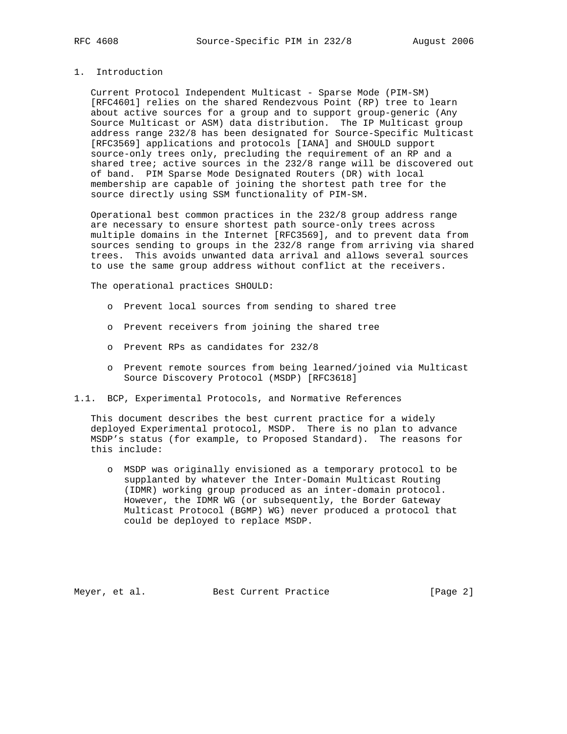## 1. Introduction

Current Protocol Independent Multicast - Sparse Mode (PIM-SM) [RFC4601] relies on the shared Rendezvous Point (RP) tree to learn about active sources for a group and to support group-generic (Any Source Multicast or ASM) data distribution. The IP Multicast group address range 232/8 has been designated for Source-Specific Multicast [RFC3569] applications and protocols [IANA] and SHOULD support source-only trees only, precluding the requirement of an RP and a shared tree; active sources in the 232/8 range will be discovered out of band. PIM Sparse Mode Designated Routers (DR) with local membership are capable of joining the shortest path tree for the source directly using SSM functionality of PIM-SM.

Operational best common practices in the 232/8 group address range are necessary to ensure shortest path source-only trees across multiple domains in the Internet [RFC3569], and to prevent data from sources sending to groups in the 232/8 range from arriving via shared trees. This avoids unwanted data arrival and allows several sources to use the same group address without conflict at the receivers.

The operational practices SHOULD:

- Prevent local sources from sending to shared tree
- Prevent receivers from joining the shared tree
- Prevent RPs as candidates for 232/8
- Prevent remote sources from being learned/joined via Multicast Source Discovery Protocol (MSDP) [RFC3618]

### 1.1. BCP, Experimental Protocols, and Normative References

This document describes the best current practice for a widely deployed Experimental protocol, MSDP. There is no plan to advance MSDP's status (for example, to Proposed Standard). The reasons for this include:

- MSDP was originally envisioned as a temporary protocol to be supplanted by whatever the Inter-Domain Multicast Routing (IDMR) working group produced as an inter-domain protocol. However, the IDMR WG (or subsequently, the Border Gateway Multicast Protocol (BGMP) WG) never produced a protocol that could be deployed to replace MSDP.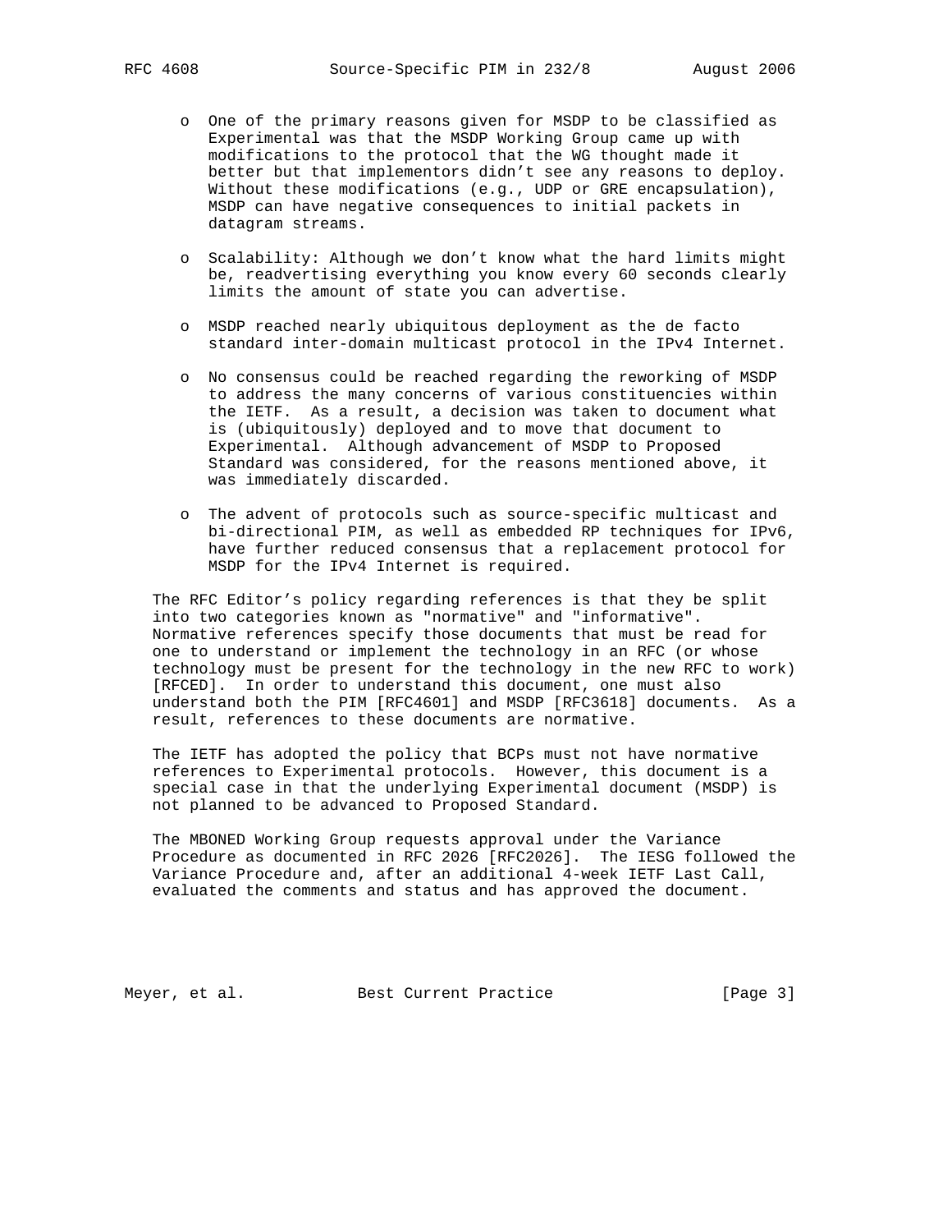- One of the primary reasons given for MSDP to be classified as Experimental was that the MSDP Working Group came up with modifications to the protocol that the WG thought made it better but that implementors didn't see any reasons to deploy. Without these modifications (e.g., UDP or GRE encapsulation), MSDP can have negative consequences to initial packets in datagram streams.

- Scalability: Although we don't know what the hard limits might be, readvertising everything you know every 60 seconds clearly limits the amount of state you can advertise.

- MSDP reached nearly ubiquitous deployment as the de facto standard inter-domain multicast protocol in the IPv4 Internet.

- No consensus could be reached regarding the reworking of MSDP to address the many concerns of various constituencies within the IETF. As a result, a decision was taken to document what is (ubiquitously) deployed and to move that document to Experimental. Although advancement of MSDP to Proposed Standard was considered, for the reasons mentioned above, it was immediately discarded.

- The advent of protocols such as source-specific multicast and bi-directional PIM, as well as embedded RP techniques for IPv6, have further reduced consensus that a replacement protocol for MSDP for the IPv4 Internet is required.

The RFC Editor's policy regarding references is that they be split into two categories known as "normative" and "informative". Normative references specify those documents that must be read for one to understand or implement the technology in an RFC (or whose technology must be present for the technology in the new RFC to work) [RFCED]. In order to understand this document, one must also understand both the PIM [RFC4601] and MSDP [RFC3618] documents. As a result, references to these documents are normative.

The IETF has adopted the policy that BCPs must not have normative references to Experimental protocols. However, this document is a special case in that the underlying Experimental document (MSDP) is not planned to be advanced to Proposed Standard.

The MBONED Working Group requests approval under the Variance Procedure as documented in RFC 2026 [RFC2026]. The IESG followed the Variance Procedure and, after an additional 4-week IETF Last Call, evaluated the comments and status and has approved the document.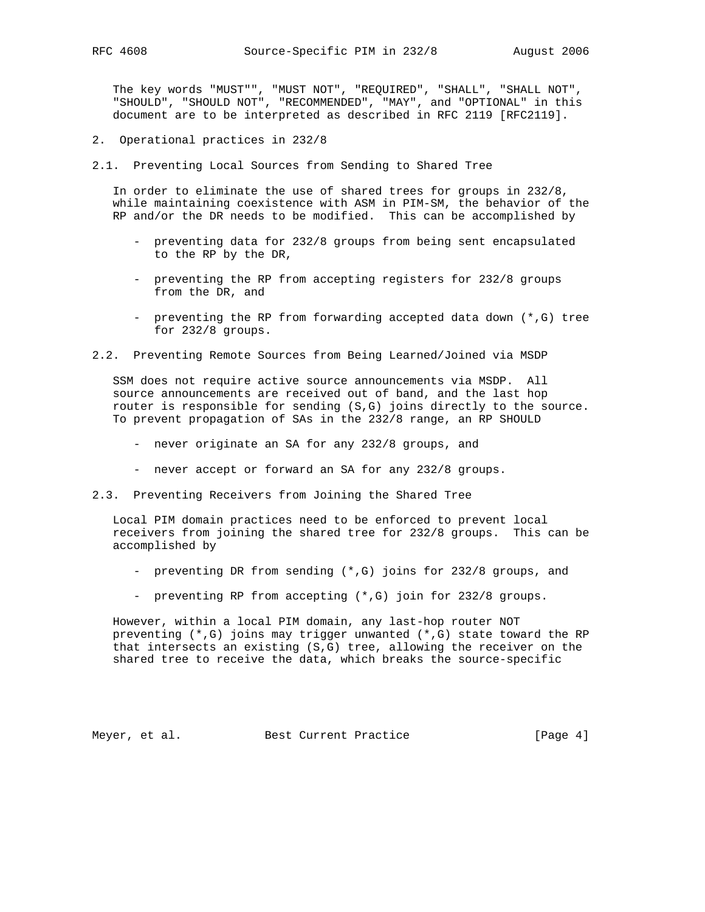The key words "MUST"", "MUST NOT", "REQUIRED", "SHALL", "SHALL NOT", "SHOULD", "SHOULD NOT", "RECOMMENDED", "MAY", and "OPTIONAL" in this document are to be interpreted as described in RFC 2119 [RFC2119].

## 2. Operational practices in 232/8

### 2.1. Preventing Local Sources from Sending to Shared Tree

In order to eliminate the use of shared trees for groups in 232/8, while maintaining coexistence with ASM in PIM-SM, the behavior of the RP and/or the DR needs to be modified. This can be accomplished by

- preventing data for 232/8 groups from being sent encapsulated to the RP by the DR,
- preventing the RP from accepting registers for 232/8 groups from the DR, and
- preventing the RP from forwarding accepted data down (*,G) tree for 232/8 groups.

### 2.2. Preventing Remote Sources from Being Learned/Joined via MSDP

SSM does not require active source announcements via MSDP. All source announcements are received out of band, and the last hop router is responsible for sending (S,G) joins directly to the source. To prevent propagation of SAs in the 232/8 range, an RP SHOULD

- never originate an SA for any 232/8 groups, and
- never accept or forward an SA for any 232/8 groups.

### 2.3. Preventing Receivers from Joining the Shared Tree

Local PIM domain practices need to be enforced to prevent local receivers from joining the shared tree for 232/8 groups. This can be accomplished by

- preventing DR from sending (*,G) joins for 232/8 groups, and
- preventing RP from accepting (*,G) join for 232/8 groups.

However, within a local PIM domain, any last-hop router NOT preventing (*,G) joins may trigger unwanted (*,G) state toward the RP that intersects an existing (S,G) tree, allowing the receiver on the shared tree to receive the data, which breaks the source-specific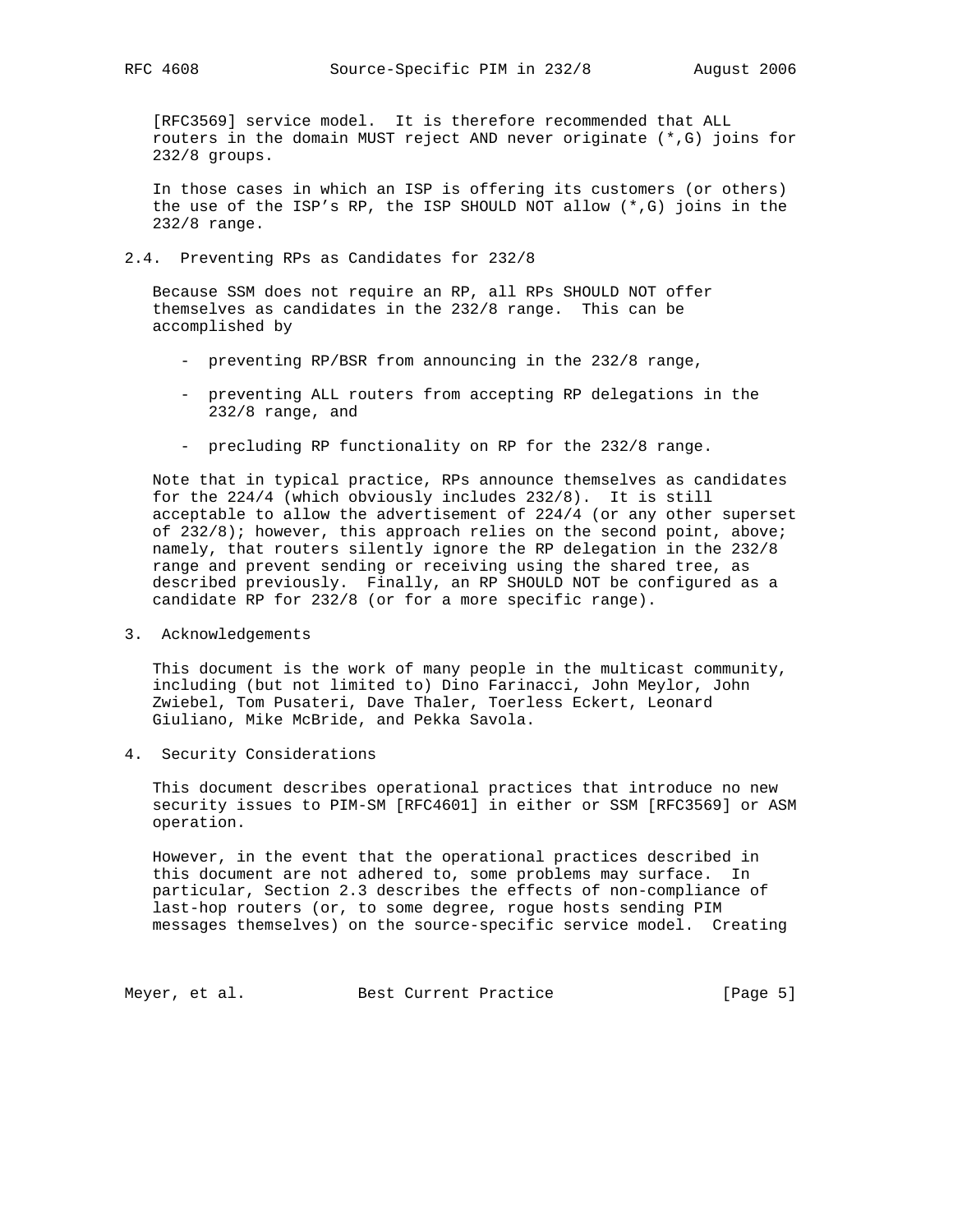[RFC3569] service model. It is therefore recommended that ALL routers in the domain MUST reject AND never originate (*,G) joins for 232/8 groups.

In those cases in which an ISP is offering its customers (or others) the use of the ISP's RP, the ISP SHOULD NOT allow (*,G) joins in the 232/8 range.

### 2.4. Preventing RPs as Candidates for 232/8

Because SSM does not require an RP, all RPs SHOULD NOT offer themselves as candidates in the 232/8 range. This can be accomplished by

- preventing RP/BSR from announcing in the 232/8 range,
- preventing ALL routers from accepting RP delegations in the 232/8 range, and
- precluding RP functionality on RP for the 232/8 range.

Note that in typical practice, RPs announce themselves as candidates for the 224/4 (which obviously includes 232/8). It is still acceptable to allow the advertisement of 224/4 (or any other superset of 232/8); however, this approach relies on the second point, above; namely, that routers silently ignore the RP delegation in the 232/8 range and prevent sending or receiving using the shared tree, as described previously. Finally, an RP SHOULD NOT be configured as a candidate RP for 232/8 (or for a more specific range).

## 3. Acknowledgements

This document is the work of many people in the multicast community, including (but not limited to) Dino Farinacci, John Meylor, John Zwiebel, Tom Pusateri, Dave Thaler, Toerless Eckert, Leonard Giuliano, Mike McBride, and Pekka Savola.

## 4. Security Considerations

This document describes operational practices that introduce no new security issues to PIM-SM [RFC4601] in either or SSM [RFC3569] or ASM operation.

However, in the event that the operational practices described in this document are not adhered to, some problems may surface. In particular, Section 2.3 describes the effects of non-compliance of last-hop routers (or, to some degree, rogue hosts sending PIM messages themselves) on the source-specific service model. Creating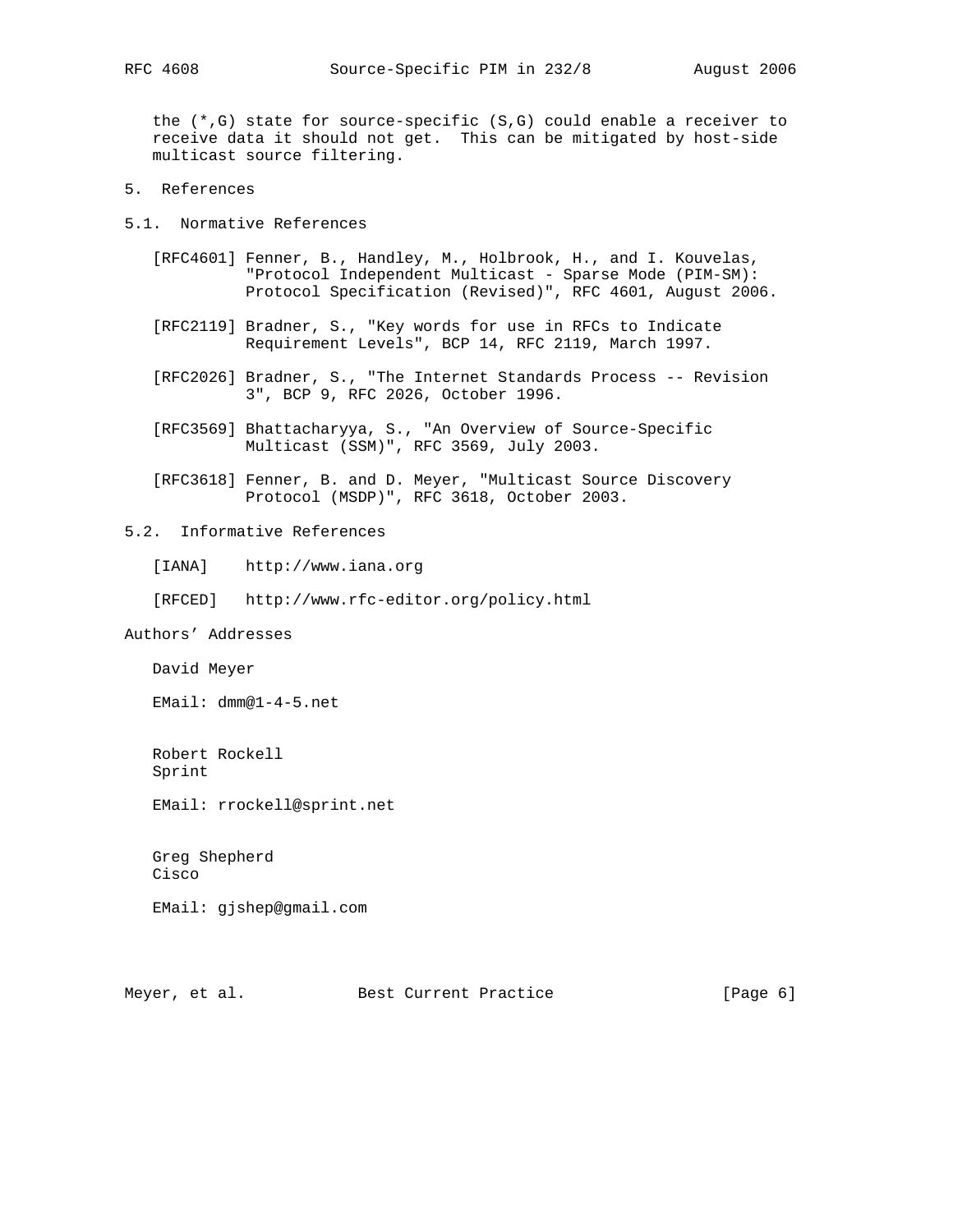the (*,G) state for source-specific (S,G) could enable a receiver to receive data it should not get. This can be mitigated by host-side multicast source filtering.

## 5. References

### 5.1. Normative References

[RFC4601] Fenner, B., Handley, M., Holbrook, H., and I. Kouvelas, "Protocol Independent Multicast - Sparse Mode (PIM-SM): Protocol Specification (Revised)", RFC 4601, August 2006.

[RFC2119] Bradner, S., "Key words for use in RFCs to Indicate Requirement Levels", BCP 14, RFC 2119, March 1997.

[RFC2026] Bradner, S., "The Internet Standards Process -- Revision 3", BCP 9, RFC 2026, October 1996.

[RFC3569] Bhattacharyya, S., "An Overview of Source-Specific Multicast (SSM)", RFC 3569, July 2003.

[RFC3618] Fenner, B. and D. Meyer, "Multicast Source Discovery Protocol (MSDP)", RFC 3618, October 2003.

### 5.2. Informative References

[IANA] http://www.iana.org

[RFCED] http://www.rfc-editor.org/policy.html

## Authors' Addresses

David Meyer

EMail: dmm@1-4-5.net

Robert Rockell
Sprint

EMail: rrockell@sprint.net

Greg Shepherd
Cisco

EMail: gjshep@gmail.com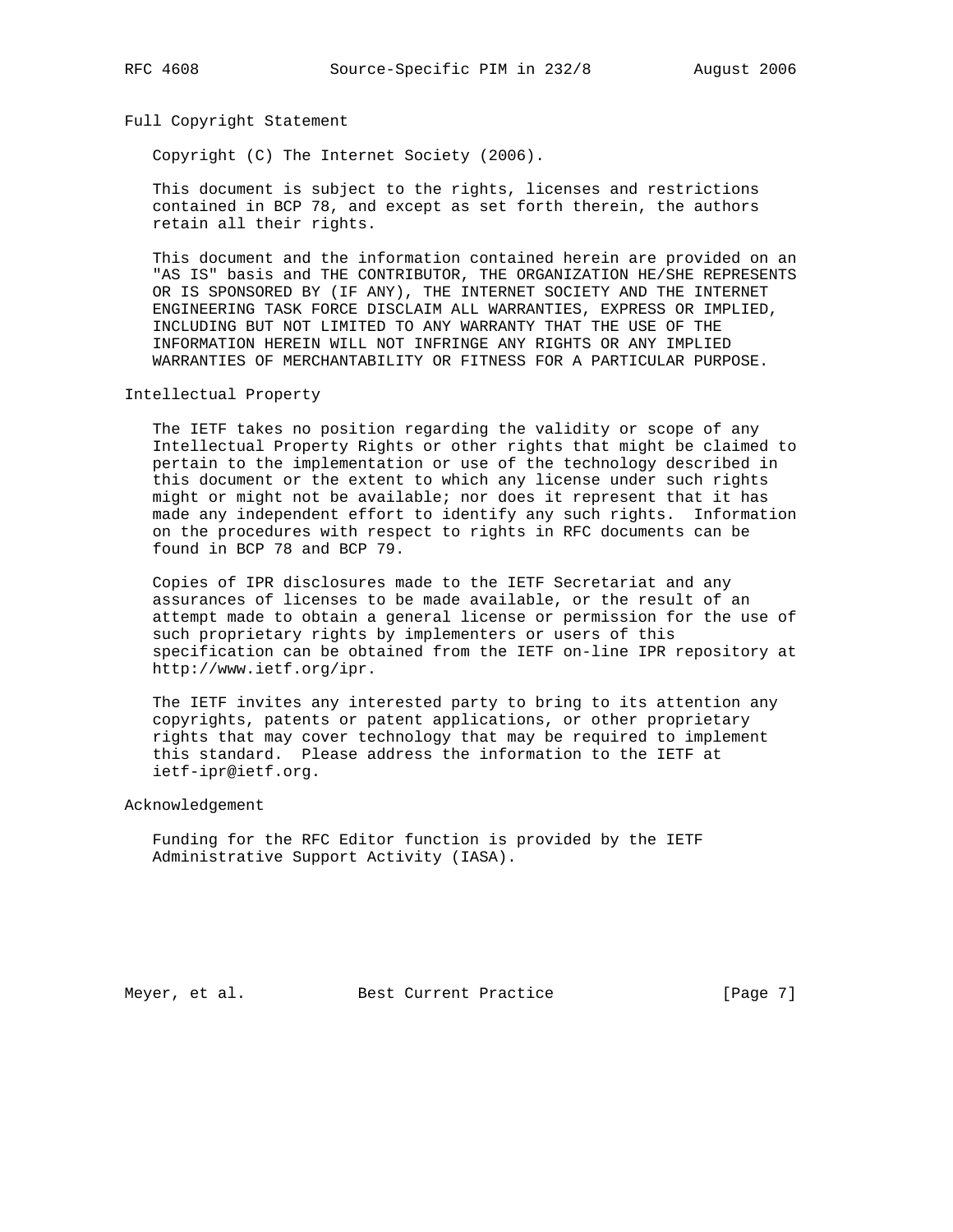## Full Copyright Statement

Copyright (C) The Internet Society (2006).

This document is subject to the rights, licenses and restrictions contained in BCP 78, and except as set forth therein, the authors retain all their rights.

This document and the information contained herein are provided on an "AS IS" basis and THE CONTRIBUTOR, THE ORGANIZATION HE/SHE REPRESENTS OR IS SPONSORED BY (IF ANY), THE INTERNET SOCIETY AND THE INTERNET ENGINEERING TASK FORCE DISCLAIM ALL WARRANTIES, EXPRESS OR IMPLIED, INCLUDING BUT NOT LIMITED TO ANY WARRANTY THAT THE USE OF THE INFORMATION HEREIN WILL NOT INFRINGE ANY RIGHTS OR ANY IMPLIED WARRANTIES OF MERCHANTABILITY OR FITNESS FOR A PARTICULAR PURPOSE.

## Intellectual Property

The IETF takes no position regarding the validity or scope of any Intellectual Property Rights or other rights that might be claimed to pertain to the implementation or use of the technology described in this document or the extent to which any license under such rights might or might not be available; nor does it represent that it has made any independent effort to identify any such rights. Information on the procedures with respect to rights in RFC documents can be found in BCP 78 and BCP 79.

Copies of IPR disclosures made to the IETF Secretariat and any assurances of licenses to be made available, or the result of an attempt made to obtain a general license or permission for the use of such proprietary rights by implementers or users of this specification can be obtained from the IETF on-line IPR repository at http://www.ietf.org/ipr.

The IETF invites any interested party to bring to its attention any copyrights, patents or patent applications, or other proprietary rights that may cover technology that may be required to implement this standard. Please address the information to the IETF at ietf-ipr@ietf.org.

## Acknowledgement

Funding for the RFC Editor function is provided by the IETF Administrative Support Activity (IASA).